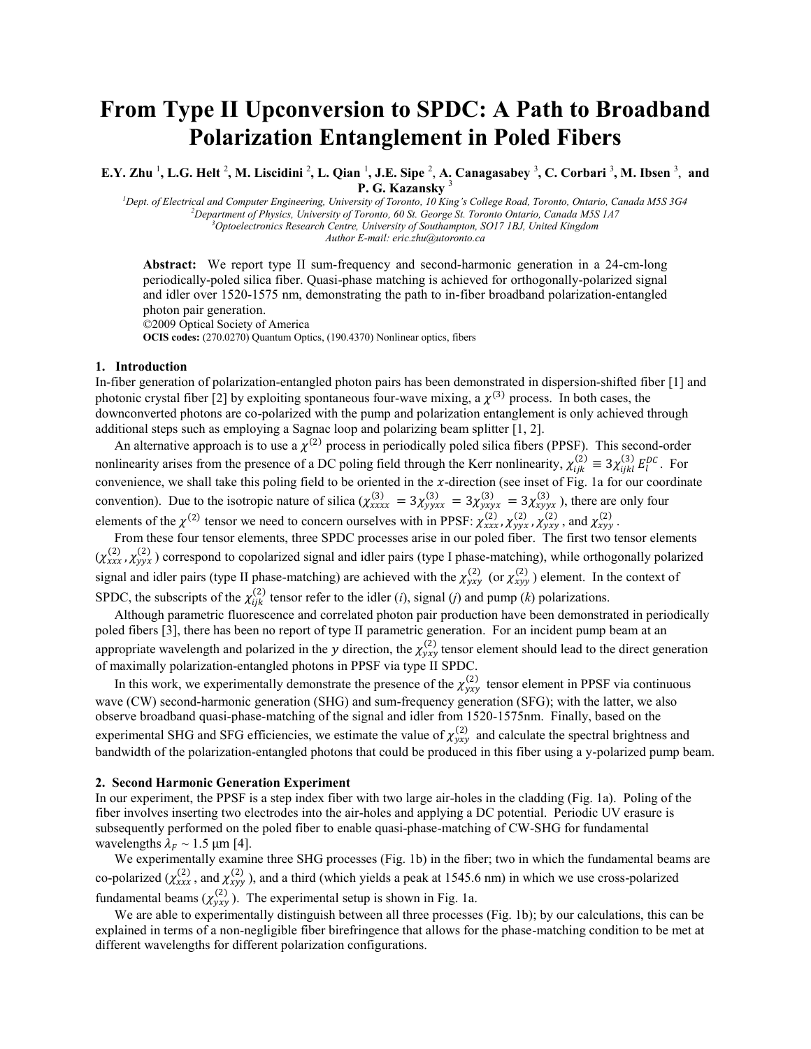# From Type II Upconversion to SPDC: A Path to Broadband Polarization Entanglement in Poled Fibers

**E.Y. Zhu [1], L.G. Helt [2], M. Liscidini [2], L. Qian [1], J.E. Sipe [2], A. Canagasabey [3], C. Corbari [3], M. Ibsen [3], and P. G. Kazansky [3]**

[1]*Dept. of Electrical and Computer Engineering, University of Toronto, 10 King's College Road, Toronto, Ontario, Canada M5S 3G4*
[2]*Department of Physics, University of Toronto, 60 St. George St. Toronto Ontario, Canada M5S 1A7*
[3]*Optoelectronics Research Centre, University of Southampton, SO17 1BJ, United Kingdom*
*Author E-mail: eric.zhu@utoronto.ca*

**Abstract:** We report type II sum-frequency and second-harmonic generation in a 24-cm-long periodically-poled silica fiber. Quasi-phase matching is achieved for orthogonally-polarized signal and idler over 1520-1575 nm, demonstrating the path to in-fiber broadband polarization-entangled photon pair generation.
©2009 Optical Society of America
**OCIS codes:** (270.0270) Quantum Optics, (190.4370) Nonlinear optics, fibers

## 1. Introduction

In-fiber generation of polarization-entangled photon pairs has been demonstrated in dispersion-shifted fiber [1] and photonic crystal fiber [2] by exploiting spontaneous four-wave mixing, a $\chi^{(3)}$ process. In both cases, the downconverted photons are co-polarized with the pump and polarization entanglement is only achieved through additional steps such as employing a Sagnac loop and polarizing beam splitter [1, 2].

An alternative approach is to use a $\chi^{(2)}$ process in periodically poled silica fibers (PPSF). This second-order nonlinearity arises from the presence of a DC poling field through the Kerr nonlinearity, $\chi^{(2)}_{ijk} \equiv 3\chi^{(3)}_{ijkl}\, E^{DC}_{l}$. For convenience, we shall take this poling field to be oriented in the $x$-direction (see inset of Fig. 1a for our coordinate convention). Due to the isotropic nature of silica ($\chi^{(3)}_{xxxx} = 3\chi^{(3)}_{yyxx} = 3\chi^{(3)}_{yxyx} = 3\chi^{(3)}_{xyyx}$), there are only four elements of the $\chi^{(2)}$ tensor we need to concern ourselves with in PPSF: $\chi^{(2)}_{xxx}, \chi^{(2)}_{yyx}, \chi^{(2)}_{yxy}$, and $\chi^{(2)}_{xyy}$.

From these four tensor elements, three SPDC processes arise in our poled fiber. The first two tensor elements ($\chi^{(2)}_{xxx}, \chi^{(2)}_{yyx}$) correspond to copolarized signal and idler pairs (type I phase-matching), while orthogonally polarized signal and idler pairs (type II phase-matching) are achieved with the $\chi^{(2)}_{yxy}$ (or $\chi^{(2)}_{xyy}$) element. In the context of SPDC, the subscripts of the $\chi^{(2)}_{ijk}$ tensor refer to the idler ($i$), signal ($j$) and pump ($k$) polarizations.

Although parametric fluorescence and correlated photon pair production have been demonstrated in periodically poled fibers [3], there has been no report of type II parametric generation. For an incident pump beam at an appropriate wavelength and polarized in the $y$ direction, the $\chi^{(2)}_{yxy}$ tensor element should lead to the direct generation of maximally polarization-entangled photons in PPSF via type II SPDC.

In this work, we experimentally demonstrate the presence of the $\chi^{(2)}_{yxy}$ tensor element in PPSF via continuous wave (CW) second-harmonic generation (SHG) and sum-frequency generation (SFG); with the latter, we also observe broadband quasi-phase-matching of the signal and idler from 1520-1575nm. Finally, based on the experimental SHG and SFG efficiencies, we estimate the value of $\chi^{(2)}_{yxy}$ and calculate the spectral brightness and bandwidth of the polarization-entangled photons that could be produced in this fiber using a y-polarized pump beam.

## 2. Second Harmonic Generation Experiment

In our experiment, the PPSF is a step index fiber with two large air-holes in the cladding (Fig. 1a). Poling of the fiber involves inserting two electrodes into the air-holes and applying a DC potential. Periodic UV erasure is subsequently performed on the poled fiber to enable quasi-phase-matching of CW-SHG for fundamental wavelengths $\lambda_F \sim 1.5$ μm [4].

We experimentally examine three SHG processes (Fig. 1b) in the fiber; two in which the fundamental beams are co-polarized ($\chi^{(2)}_{xxx}$, and $\chi^{(2)}_{xyy}$), and a third (which yields a peak at 1545.6 nm) in which we use cross-polarized fundamental beams ($\chi^{(2)}_{yxy}$). The experimental setup is shown in Fig. 1a.

We are able to experimentally distinguish between all three processes (Fig. 1b); by our calculations, this can be explained in terms of a non-negligible fiber birefringence that allows for the phase-matching condition to be met at different wavelengths for different polarization configurations.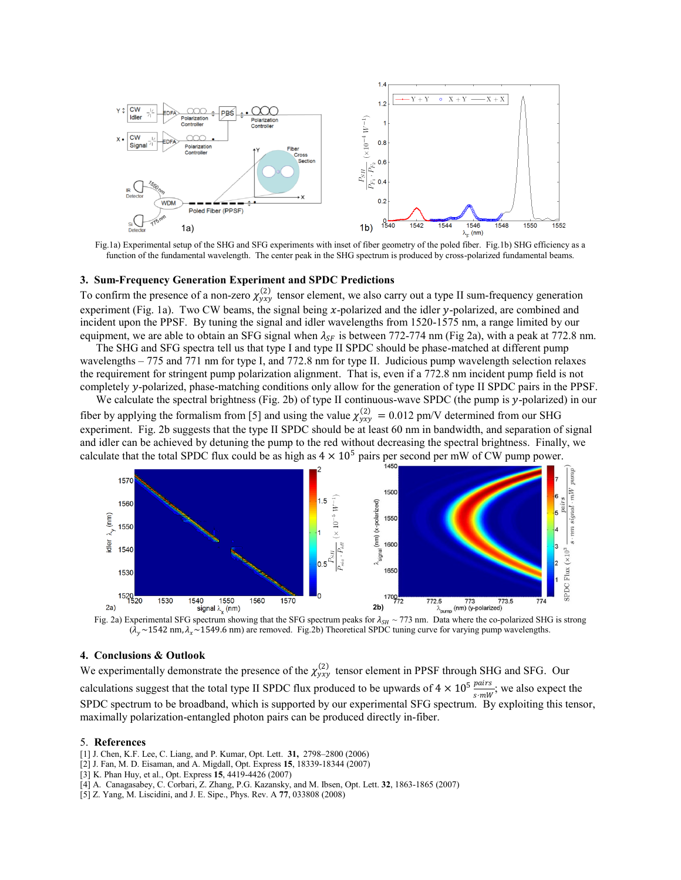Y ↕ CW Idler

X • CW Signal

EDFA

EDFA

Polarization Controller

Polarization Controller

PBS

Polarization Controller

Fiber Cross Section

Y

X

IR Detector

1550 nm

WDM

Poled Fiber (PPSF)

Si Detector

775 nm

1a)

1b)

1.4

1.2

1

0.8

0.6

0.4

0.2

0

$\frac{P_{SH}}{P_{F1} \cdot P_{F2}}$ $(\times 10^{-4}\ W^{-1})$

Y + Y   X + Y   X + X

1540 1542 1544 1546 1548 1550 1552

$\lambda_F$ (nm)

Fig.1a) Experimental setup of the SHG and SFG experiments with inset of fiber geometry of the poled fiber. Fig.1b) SHG efficiency as a function of the fundamental wavelength. The center peak in the SHG spectrum is produced by cross-polarized fundamental beams.

### 3. Sum-Frequency Generation Experiment and SPDC Predictions

To confirm the presence of a non-zero $\chi^{(2)}_{yxy}$ tensor element, we also carry out a type II sum-frequency generation experiment (Fig. 1a). Two CW beams, the signal being $x$-polarized and the idler $y$-polarized, are combined and incident upon the PPSF. By tuning the signal and idler wavelengths from 1520-1575 nm, a range limited by our equipment, we are able to obtain an SFG signal when $\lambda_{SF}$ is between 772-774 nm (Fig 2a), with a peak at 772.8 nm.

The SHG and SFG spectra tell us that type I and type II SPDC should be phase-matched at different pump wavelengths – 775 and 771 nm for type I, and 772.8 nm for type II. Judicious pump wavelength selection relaxes the requirement for stringent pump polarization alignment. That is, even if a 772.8 nm incident pump field is not completely $y$-polarized, phase-matching conditions only allow for the generation of type II SPDC pairs in the PPSF.

We calculate the spectral brightness (Fig. 2b) of type II continuous-wave SPDC (the pump is $y$-polarized) in our fiber by applying the formalism from [5] and using the value $\chi^{(2)}_{yxy} = 0.012$ pm/V determined from our SHG experiment. Fig. 2b suggests that the type II SPDC should be at least 60 nm in bandwidth, and separation of signal and idler can be achieved by detuning the pump to the red without decreasing the spectral brightness. Finally, we calculate that the total SPDC flux could be as high as $4 \times 10^5$ pairs per second per mW of CW pump power.

2a)

idler $\lambda_y$ (nm)

1570 1560 1550 1540 1530 1520

1520 1530 1540 1550 1560 1570

signal $\lambda_x$ (nm)

$\frac{P_{SH}}{P_{sig} \cdot P_{idl}}$ $(\times 10^{-5}\ W^{-1})$

2 1.5 1 0.5 0

2b)

$\lambda_{signal}$ (nm) (x-polarized)

1450 1500 1550 1600 1650 1700

772 772.5 773 773.5 774

$\lambda_{pump}$ (nm) (y-polarized)

SPDC Flux $(\times 10^3\ \frac{pairs}{s \cdot nm\ signal \cdot mW\ pump})$

7 6 5 4 3 2 1

Fig. 2a) Experimental SFG spectrum showing that the SFG spectrum peaks for $\lambda_{SH} \sim 773$ nm. Data where the co-polarized SHG is strong ($\lambda_y \sim 1542$ nm, $\lambda_x \sim 1549.6$ nm) are removed. Fig.2b) Theoretical SPDC tuning curve for varying pump wavelengths.

### 4. Conclusions & Outlook

We experimentally demonstrate the presence of the $\chi^{(2)}_{yxy}$ tensor element in PPSF through SHG and SFG. Our calculations suggest that the total type II SPDC flux produced to be upwards of $4 \times 10^5\ \frac{pairs}{s \cdot mW}$; we also expect the SPDC spectrum to be broadband, which is supported by our experimental SFG spectrum. By exploiting this tensor, maximally polarization-entangled photon pairs can be produced directly in-fiber.

### 5. References

[1] J. Chen, K.F. Lee, C. Liang, and P. Kumar, Opt. Lett. **31,** 2798–2800 (2006)
[2] J. Fan, M. D. Eisaman, and A. Migdall, Opt. Express **15**, 18339-18344 (2007)
[3] K. Phan Huy, et al., Opt. Express **15**, 4419-4426 (2007)
[4] A. Canagasabey, C. Corbari, Z. Zhang, P.G. Kazansky, and M. Ibsen, Opt. Lett. **32**, 1863-1865 (2007)
[5] Z. Yang, M. Liscidini, and J. E. Sipe., Phys. Rev. A **77**, 033808 (2008)